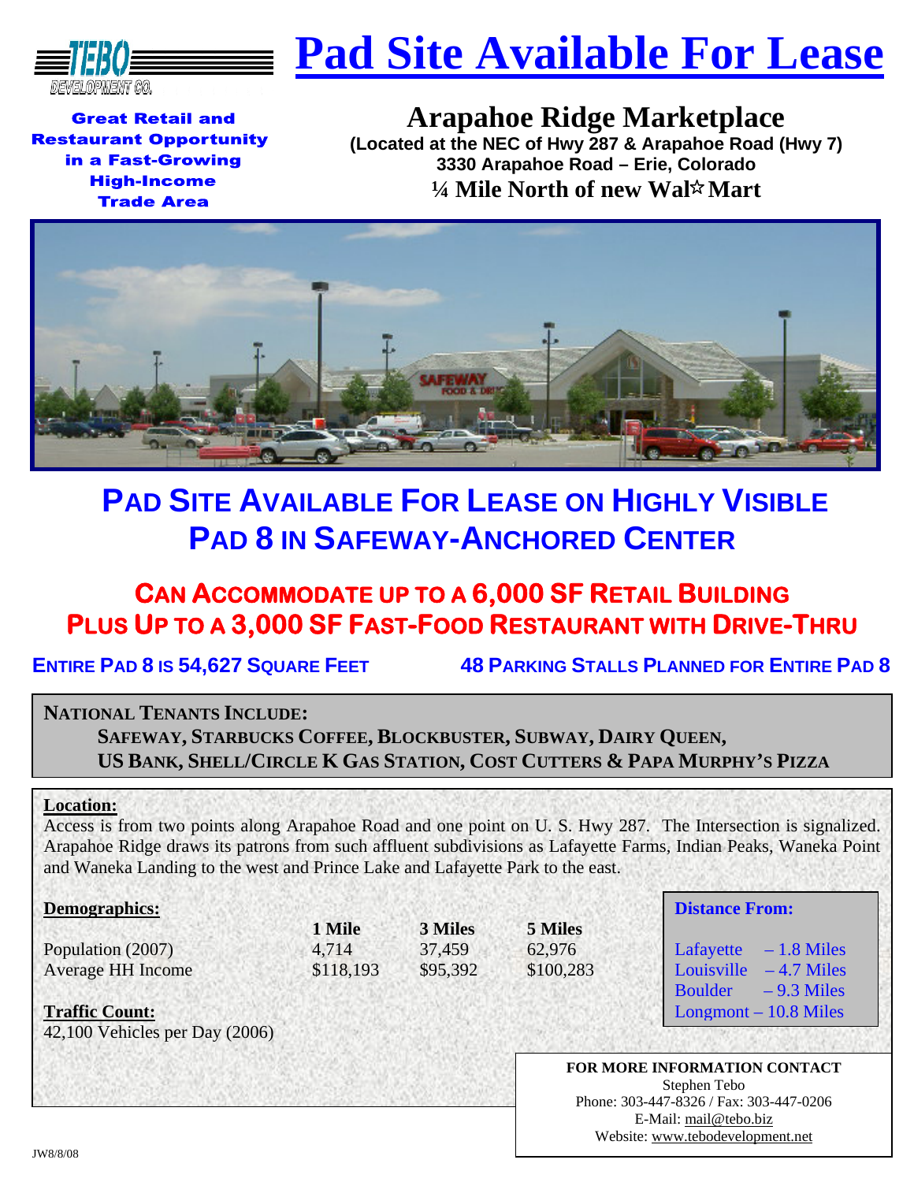TEBO DEVELOPMENT CO.

# Pad Site Available For Lease

**Great Retail and Restaurant Opportunity in a Fast-Growing High-Income Trade Area**

## Arapahoe Ridge Marketplace

**(Located at the NEC of Hwy 287 & Arapahoe Road (Hwy 7)**
**3330 Arapahoe Road – Erie, Colorado**
**¼ Mile North of new Wal☆Mart**

## PAD SITE AVAILABLE FOR LEASE ON HIGHLY VISIBLE PAD 8 IN SAFEWAY-ANCHORED CENTER

### CAN ACCOMMODATE UP TO A 6,000 SF RETAIL BUILDING PLUS UP TO A 3,000 SF FAST-FOOD RESTAURANT WITH DRIVE-THRU

**ENTIRE PAD 8 IS 54,627 SQUARE FEET**

**48 PARKING STALLS PLANNED FOR ENTIRE PAD 8**

**NATIONAL TENANTS INCLUDE:**

**SAFEWAY, STARBUCKS COFFEE, BLOCKBUSTER, SUBWAY, DAIRY QUEEN, US BANK, SHELL/CIRCLE K GAS STATION, COST CUTTERS & PAPA MURPHY'S PIZZA**

**Location:**

Access is from two points along Arapahoe Road and one point on U. S. Hwy 287. The Intersection is signalized. Arapahoe Ridge draws its patrons from such affluent subdivisions as Lafayette Farms, Indian Peaks, Waneka Point and Waneka Landing to the west and Prince Lake and Lafayette Park to the east.

**Demographics:**

| | 1 Mile | 3 Miles | 5 Miles |
|---|---|---|---|
| Population (2007) | 4,714 | 37,459 | 62,976 |
| Average HH Income | $118,193 | $95,392 | $100,283 |

**Traffic Count:**
42,100 Vehicles per Day (2006)

**Distance From:**

Lafayette – 1.8 Miles
Louisville – 4.7 Miles
Boulder – 9.3 Miles
Longmont – 10.8 Miles

**FOR MORE INFORMATION CONTACT**
Stephen Tebo
Phone: 303-447-8326 / Fax: 303-447-0206
E-Mail: mail@tebo.biz
Website: www.tebodevelopment.net

JW8/8/08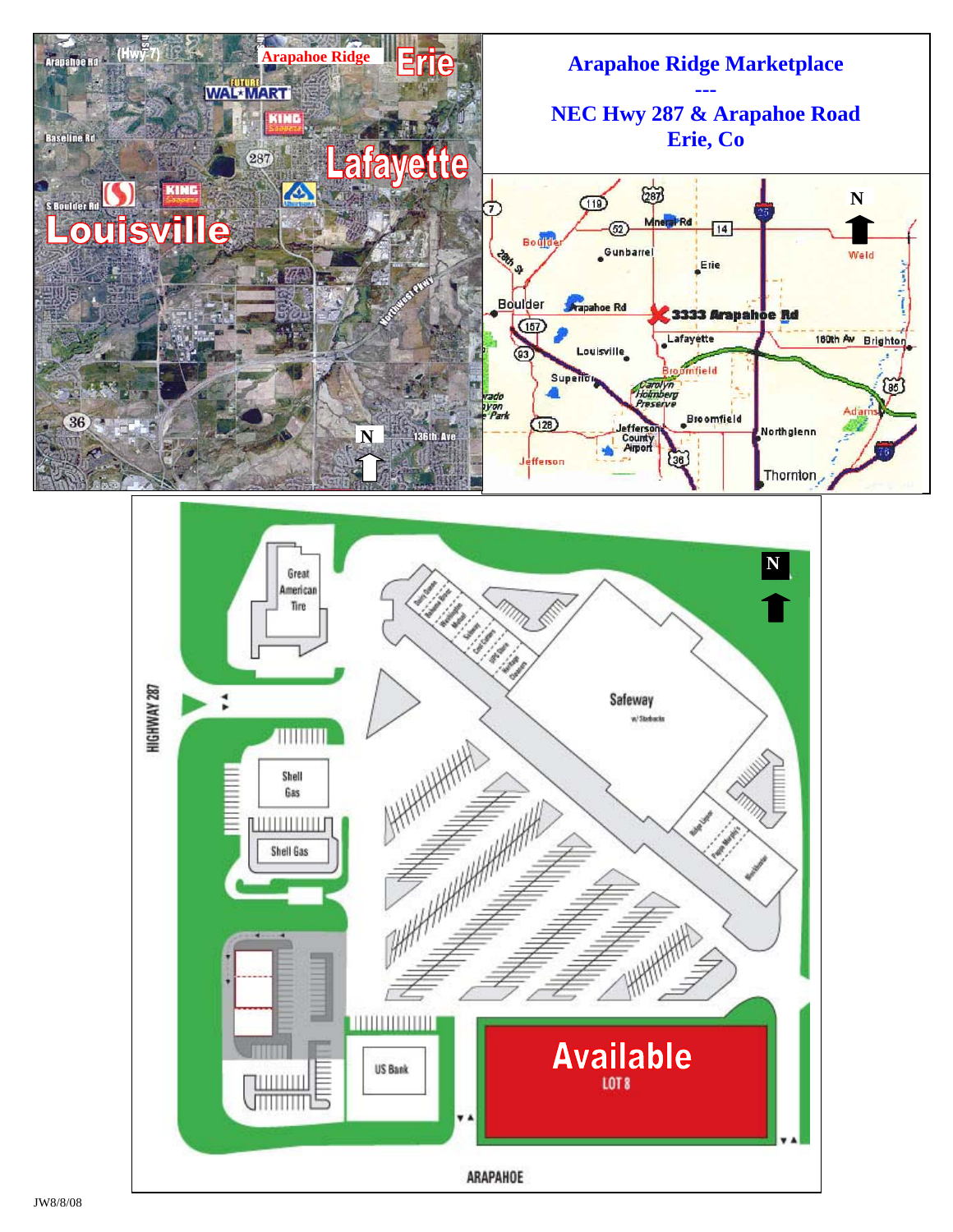# Arapahoe Ridge Marketplace

---

## NEC Hwy 287 & Arapahoe Road
## Erie, Co

Arapahoe Rd (Hwy 7) Arapahoe Ridge Erie FUTURE WAL-MART KING SOOPERS Baseline Rd 287 Lafayette S Boulder Rd KING SOOPERS Louisville Northwest Pkwy 36 136th Ave N

7 119 287 52 Mineral Rd 14 25 N Boulder 28th St Gunbarrel Erie Weld Boulder Arapahoe Rd 3333 Arapahoe Rd 157 Lafayette 160th Av Brighton 93 Louisville Broomfield Superior Carolyn Holmberg Preserve 85 Adams 128 Jefferson County Airport Broomfield Northglenn Jefferson 36 76 Thornton

Great American Tire

Dairy Queen, Baskin Robbins, Washington Mutual, Safeway, Cost Cutters, UPS Store, Heritage Cleaners

Safeway w/ Starbucks

Ridge Liquor, Peppe Murphy's, Blockbuster

HIGHWAY 287

Shell Gas

Shell Gas

US Bank

Available LOT 8

ARAPAHOE

N

JW8/8/08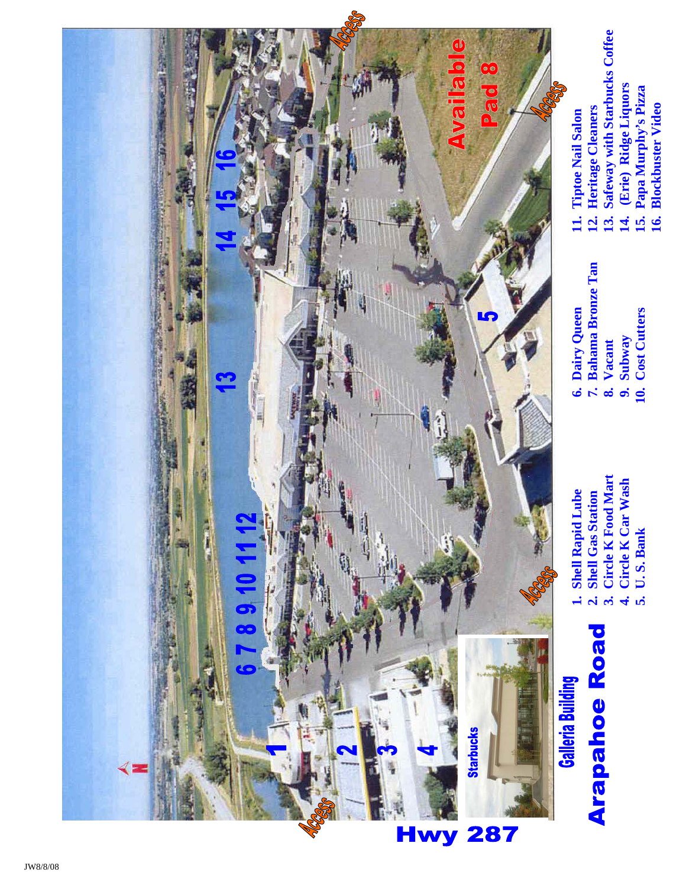Arapahoe Road

Hwy 287

Galleria Building

Starbucks

Available Pad 8

Access

1. Shell Rapid Lube
2. Shell Gas Station
3. Circle K Food Mart
4. Circle K Car Wash
5. U. S. Bank
6. Dairy Queen
7. Bahama Bronze Tan
8. Vacant
9. Subway
10. Cost Cutters
11. Tiptoe Nail Salon
12. Heritage Cleaners
13. Safeway with Starbucks Coffee
14. (Erie) Ridge Liquors
15. Papa Murphy's Pizza
16. Blockbuster Video

JW8/8/08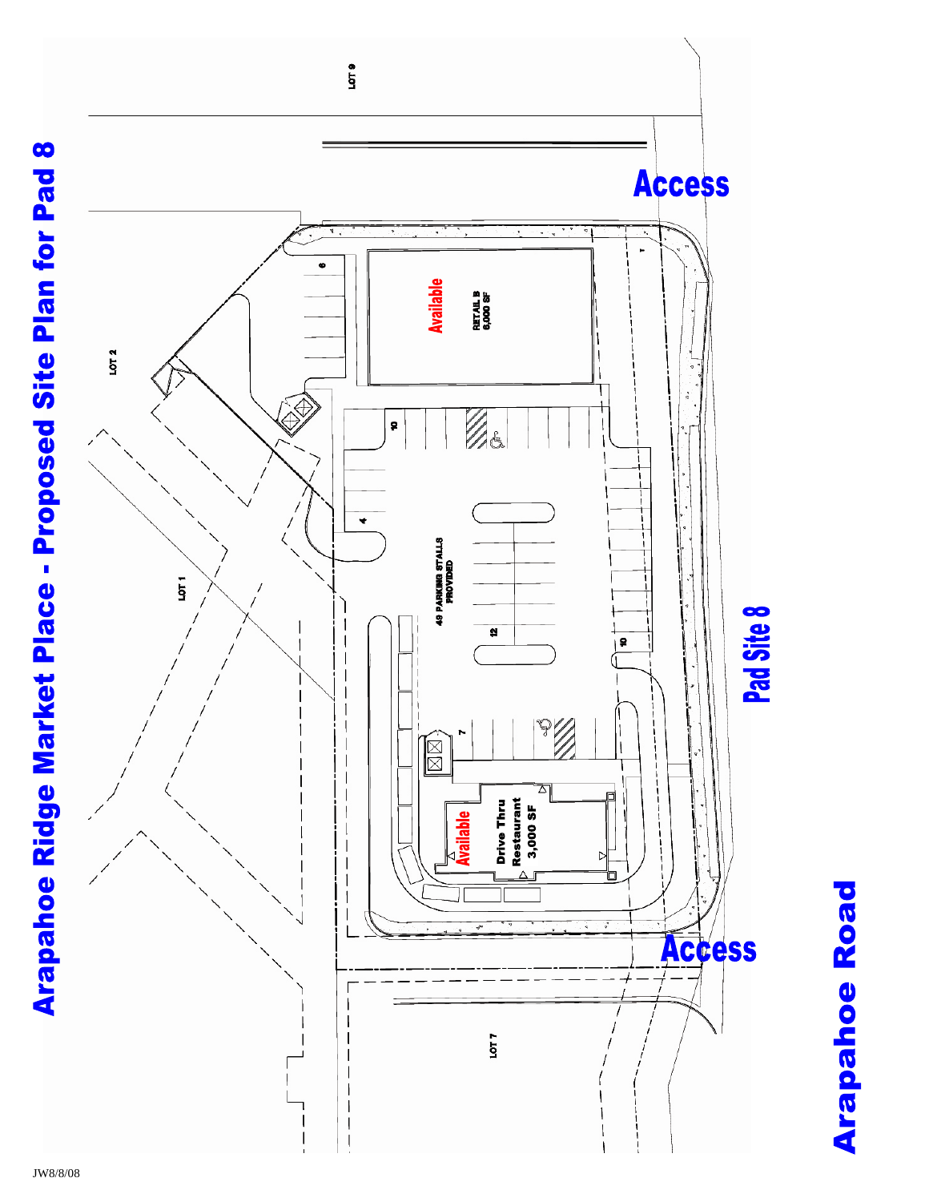# Arapahoe Ridge Market Place - Proposed Site Plan for Pad 8

LOT 9

Access

Available

RETAIL B
6,000 SF

LOT 2

49 PARKING STALLS PROVIDED

LOT 1

Available

Drive Thru Restaurant
3,000 SF

Pad Site 8

Access

LOT 7

Arapahoe Road

JW8/8/08